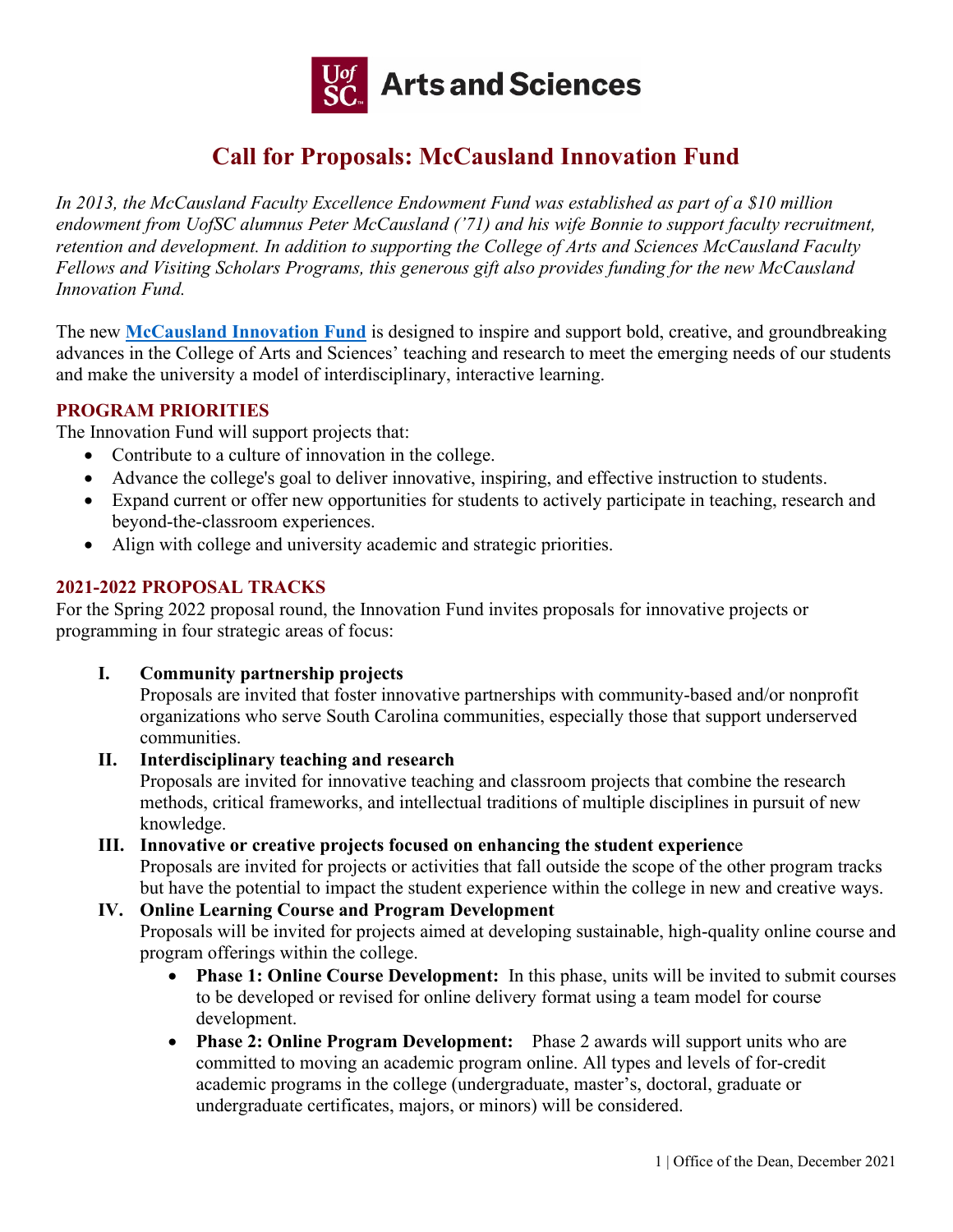# Call for Proposals: McCausland Innovation Fund

*In 2013, the McCausland Faculty Excellence Endowment Fund was established as part of a $10 million endowment from UofSC alumnus Peter McCausland ('71) and his wife Bonnie to support faculty recruitment, retention and development. In addition to supporting the College of Arts and Sciences McCausland Faculty Fellows and Visiting Scholars Programs, this generous gift also provides funding for the new McCausland Innovation Fund.*

The new **McCausland Innovation Fund** is designed to inspire and support bold, creative, and groundbreaking advances in the College of Arts and Sciences' teaching and research to meet the emerging needs of our students and make the university a model of interdisciplinary, interactive learning.

## PROGRAM PRIORITIES

The Innovation Fund will support projects that:

- Contribute to a culture of innovation in the college.
- Advance the college's goal to deliver innovative, inspiring, and effective instruction to students.
- Expand current or offer new opportunities for students to actively participate in teaching, research and beyond-the-classroom experiences.
- Align with college and university academic and strategic priorities.

## 2021-2022 PROPOSAL TRACKS

For the Spring 2022 proposal round, the Innovation Fund invites proposals for innovative projects or programming in four strategic areas of focus:

I. **Community partnership projects**
   Proposals are invited that foster innovative partnerships with community-based and/or nonprofit organizations who serve South Carolina communities, especially those that support underserved communities.

II. **Interdisciplinary teaching and research**
   Proposals are invited for innovative teaching and classroom projects that combine the research methods, critical frameworks, and intellectual traditions of multiple disciplines in pursuit of new knowledge.

III. **Innovative or creative projects focused on enhancing the student experience**
   Proposals are invited for projects or activities that fall outside the scope of the other program tracks but have the potential to impact the student experience within the college in new and creative ways.

IV. **Online Learning Course and Program Development**
   Proposals will be invited for projects aimed at developing sustainable, high-quality online course and program offerings within the college.
   - **Phase 1: Online Course Development:** In this phase, units will be invited to submit courses to be developed or revised for online delivery format using a team model for course development.
   - **Phase 2: Online Program Development:** Phase 2 awards will support units who are committed to moving an academic program online. All types and levels of for-credit academic programs in the college (undergraduate, master's, doctoral, graduate or undergraduate certificates, majors, or minors) will be considered.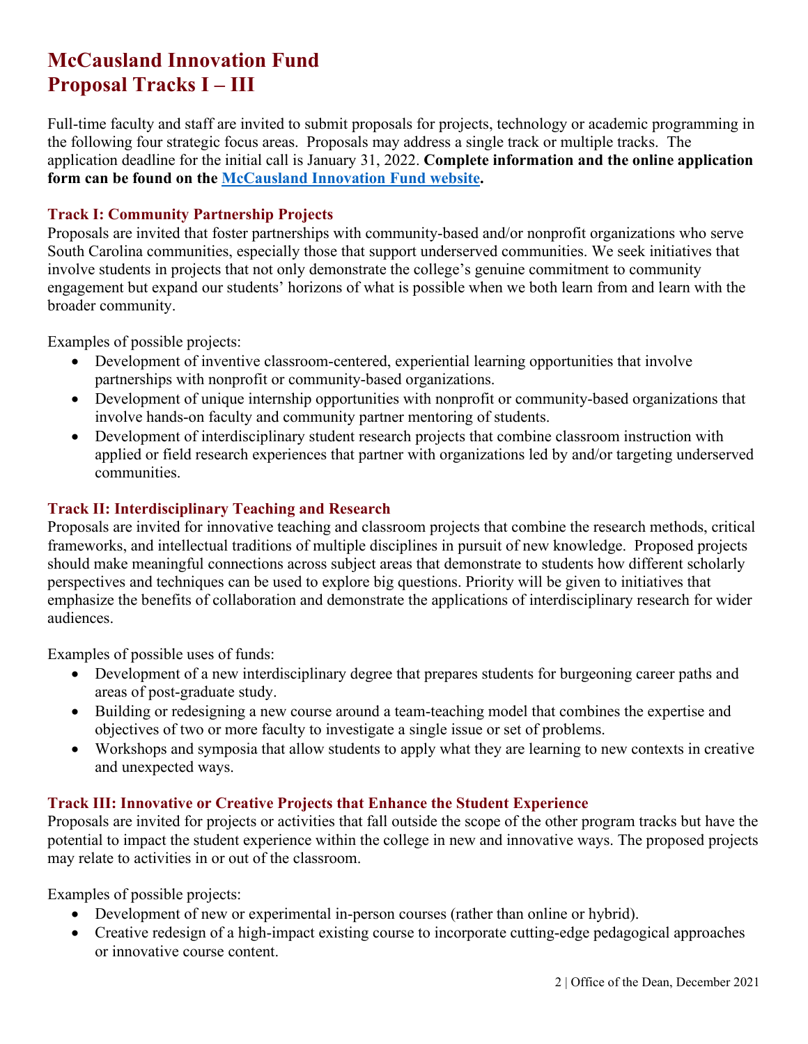# McCausland Innovation Fund
# Proposal Tracks I – III

Full-time faculty and staff are invited to submit proposals for projects, technology or academic programming in the following four strategic focus areas. Proposals may address a single track or multiple tracks. The application deadline for the initial call is January 31, 2022. **Complete information and the online application form can be found on the McCausland Innovation Fund website.**

### Track I: Community Partnership Projects

Proposals are invited that foster partnerships with community-based and/or nonprofit organizations who serve South Carolina communities, especially those that support underserved communities. We seek initiatives that involve students in projects that not only demonstrate the college's genuine commitment to community engagement but expand our students' horizons of what is possible when we both learn from and learn with the broader community.

Examples of possible projects:

- Development of inventive classroom-centered, experiential learning opportunities that involve partnerships with nonprofit or community-based organizations.
- Development of unique internship opportunities with nonprofit or community-based organizations that involve hands-on faculty and community partner mentoring of students.
- Development of interdisciplinary student research projects that combine classroom instruction with applied or field research experiences that partner with organizations led by and/or targeting underserved communities.

### Track II: Interdisciplinary Teaching and Research

Proposals are invited for innovative teaching and classroom projects that combine the research methods, critical frameworks, and intellectual traditions of multiple disciplines in pursuit of new knowledge. Proposed projects should make meaningful connections across subject areas that demonstrate to students how different scholarly perspectives and techniques can be used to explore big questions. Priority will be given to initiatives that emphasize the benefits of collaboration and demonstrate the applications of interdisciplinary research for wider audiences.

Examples of possible uses of funds:

- Development of a new interdisciplinary degree that prepares students for burgeoning career paths and areas of post-graduate study.
- Building or redesigning a new course around a team-teaching model that combines the expertise and objectives of two or more faculty to investigate a single issue or set of problems.
- Workshops and symposia that allow students to apply what they are learning to new contexts in creative and unexpected ways.

### Track III: Innovative or Creative Projects that Enhance the Student Experience

Proposals are invited for projects or activities that fall outside the scope of the other program tracks but have the potential to impact the student experience within the college in new and innovative ways. The proposed projects may relate to activities in or out of the classroom.

Examples of possible projects:

- Development of new or experimental in-person courses (rather than online or hybrid).
- Creative redesign of a high-impact existing course to incorporate cutting-edge pedagogical approaches or innovative course content.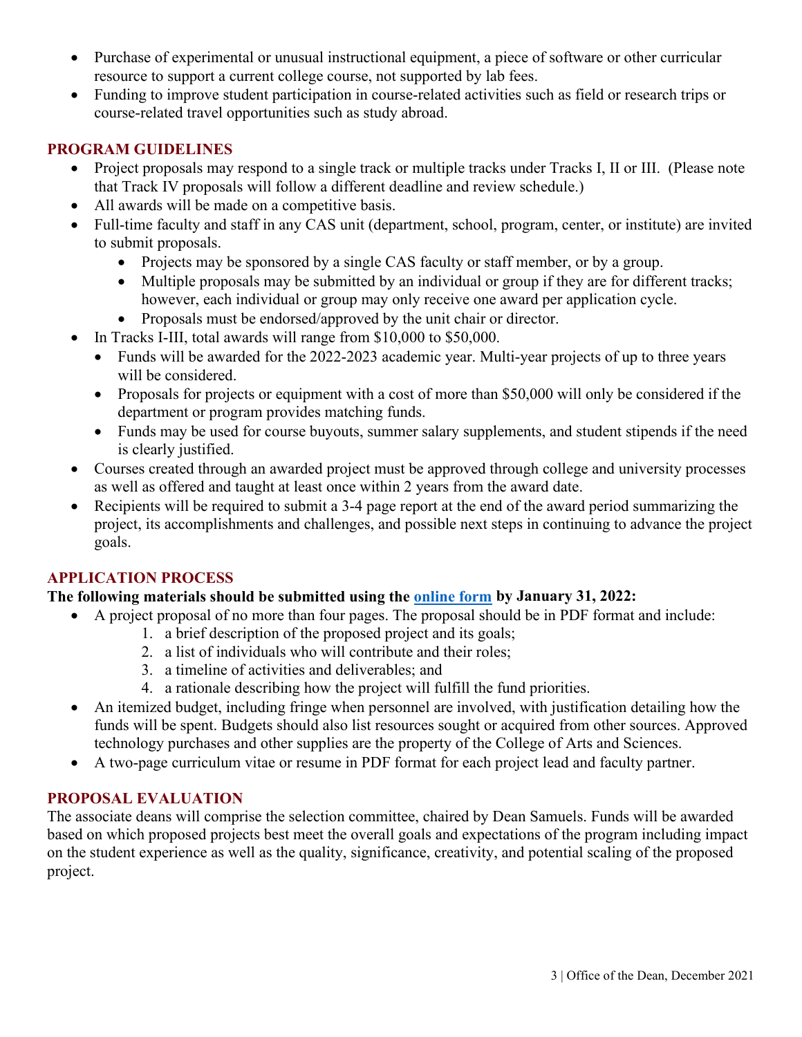- Purchase of experimental or unusual instructional equipment, a piece of software or other curricular resource to support a current college course, not supported by lab fees.
- Funding to improve student participation in course-related activities such as field or research trips or course-related travel opportunities such as study abroad.

## PROGRAM GUIDELINES

- Project proposals may respond to a single track or multiple tracks under Tracks I, II or III. (Please note that Track IV proposals will follow a different deadline and review schedule.)
- All awards will be made on a competitive basis.
- Full-time faculty and staff in any CAS unit (department, school, program, center, or institute) are invited to submit proposals.
    - Projects may be sponsored by a single CAS faculty or staff member, or by a group.
    - Multiple proposals may be submitted by an individual or group if they are for different tracks; however, each individual or group may only receive one award per application cycle.
    - Proposals must be endorsed/approved by the unit chair or director.
- In Tracks I-III, total awards will range from $10,000 to $50,000.
    - Funds will be awarded for the 2022-2023 academic year. Multi-year projects of up to three years will be considered.
    - Proposals for projects or equipment with a cost of more than $50,000 will only be considered if the department or program provides matching funds.
    - Funds may be used for course buyouts, summer salary supplements, and student stipends if the need is clearly justified.
- Courses created through an awarded project must be approved through college and university processes as well as offered and taught at least once within 2 years from the award date.
- Recipients will be required to submit a 3-4 page report at the end of the award period summarizing the project, its accomplishments and challenges, and possible next steps in continuing to advance the project goals.

## APPLICATION PROCESS

**The following materials should be submitted using the online form by January 31, 2022:**

- A project proposal of no more than four pages. The proposal should be in PDF format and include:
    1. a brief description of the proposed project and its goals;
    2. a list of individuals who will contribute and their roles;
    3. a timeline of activities and deliverables; and
    4. a rationale describing how the project will fulfill the fund priorities.
- An itemized budget, including fringe when personnel are involved, with justification detailing how the funds will be spent. Budgets should also list resources sought or acquired from other sources. Approved technology purchases and other supplies are the property of the College of Arts and Sciences.
- A two-page curriculum vitae or resume in PDF format for each project lead and faculty partner.

## PROPOSAL EVALUATION

The associate deans will comprise the selection committee, chaired by Dean Samuels. Funds will be awarded based on which proposed projects best meet the overall goals and expectations of the program including impact on the student experience as well as the quality, significance, creativity, and potential scaling of the proposed project.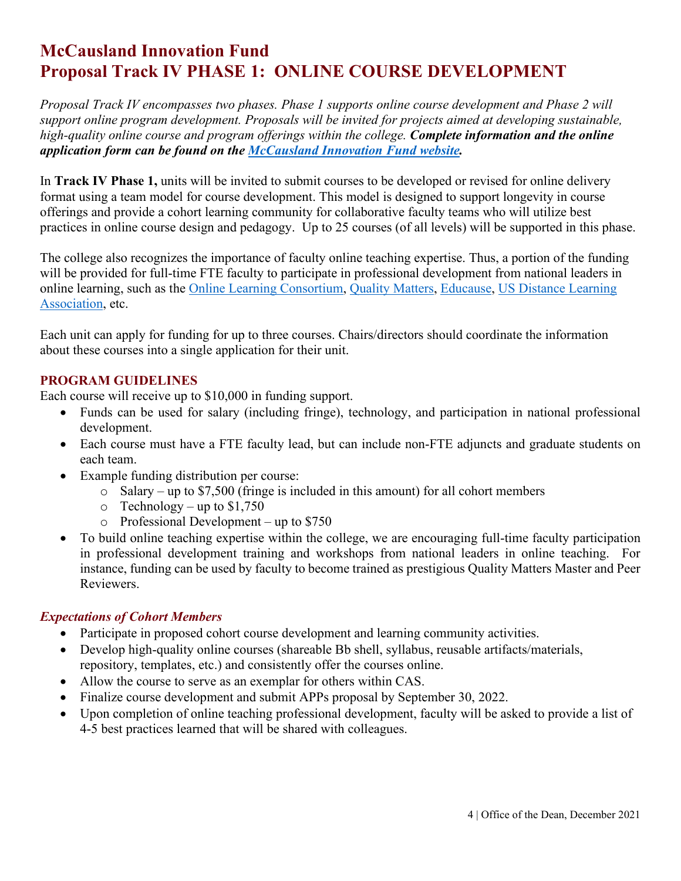# McCausland Innovation Fund
# Proposal Track IV PHASE 1: ONLINE COURSE DEVELOPMENT

*Proposal Track IV encompasses two phases. Phase 1 supports online course development and Phase 2 will support online program development. Proposals will be invited for projects aimed at developing sustainable, high-quality online course and program offerings within the college.* ***Complete information and the online application form can be found on the [McCausland Innovation Fund website](#).***

In **Track IV Phase 1,** units will be invited to submit courses to be developed or revised for online delivery format using a team model for course development. This model is designed to support longevity in course offerings and provide a cohort learning community for collaborative faculty teams who will utilize best practices in online course design and pedagogy. Up to 25 courses (of all levels) will be supported in this phase.

The college also recognizes the importance of faculty online teaching expertise. Thus, a portion of the funding will be provided for full-time FTE faculty to participate in professional development from national leaders in online learning, such as the [Online Learning Consortium](#), [Quality Matters](#), [Educause](#), [US Distance Learning Association](#), etc.

Each unit can apply for funding for up to three courses. Chairs/directors should coordinate the information about these courses into a single application for their unit.

## PROGRAM GUIDELINES

Each course will receive up to $10,000 in funding support.

- Funds can be used for salary (including fringe), technology, and participation in national professional development.
- Each course must have a FTE faculty lead, but can include non-FTE adjuncts and graduate students on each team.
- Example funding distribution per course:
  - Salary – up to $7,500 (fringe is included in this amount) for all cohort members
  - Technology – up to $1,750
  - Professional Development – up to $750
- To build online teaching expertise within the college, we are encouraging full-time faculty participation in professional development training and workshops from national leaders in online teaching. For instance, funding can be used by faculty to become trained as prestigious Quality Matters Master and Peer Reviewers.

### *Expectations of Cohort Members*

- Participate in proposed cohort course development and learning community activities.
- Develop high-quality online courses (shareable Bb shell, syllabus, reusable artifacts/materials, repository, templates, etc.) and consistently offer the courses online.
- Allow the course to serve as an exemplar for others within CAS.
- Finalize course development and submit APPs proposal by September 30, 2022.
- Upon completion of online teaching professional development, faculty will be asked to provide a list of 4-5 best practices learned that will be shared with colleagues.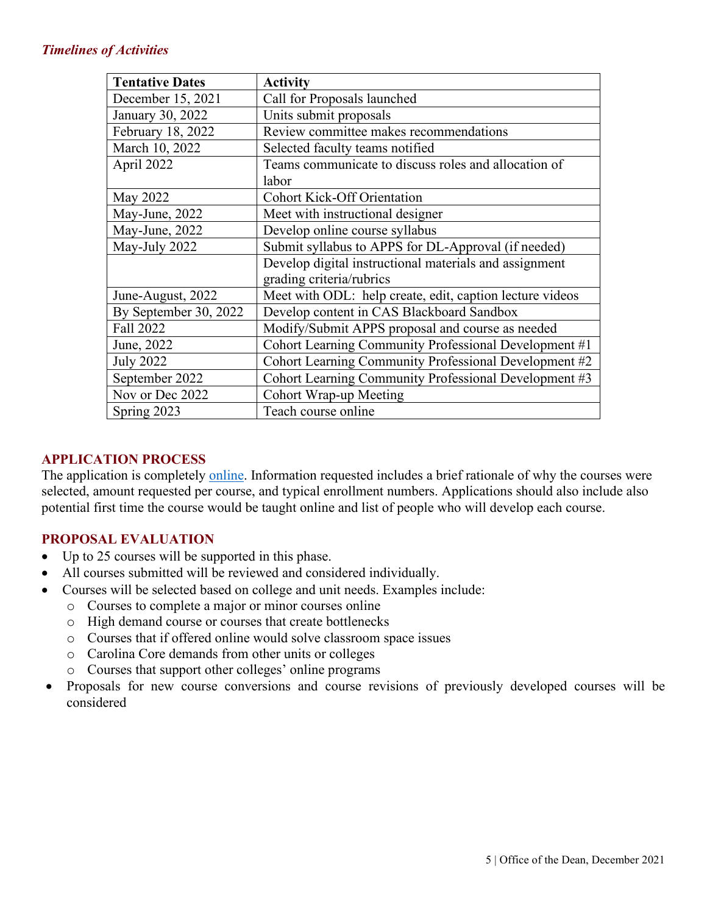### *Timelines of Activities*

| Tentative Dates | Activity |
|---|---|
| December 15, 2021 | Call for Proposals launched |
| January 30, 2022 | Units submit proposals |
| February 18, 2022 | Review committee makes recommendations |
| March 10, 2022 | Selected faculty teams notified |
| April 2022 | Teams communicate to discuss roles and allocation of labor |
| May 2022 | Cohort Kick-Off Orientation |
| May-June, 2022 | Meet with instructional designer |
| May-June, 2022 | Develop online course syllabus |
| May-July 2022 | Submit syllabus to APPS for DL-Approval (if needed) |
| | Develop digital instructional materials and assignment grading criteria/rubrics |
| June-August, 2022 | Meet with ODL: help create, edit, caption lecture videos |
| By September 30, 2022 | Develop content in CAS Blackboard Sandbox |
| Fall 2022 | Modify/Submit APPS proposal and course as needed |
| June, 2022 | Cohort Learning Community Professional Development #1 |
| July 2022 | Cohort Learning Community Professional Development #2 |
| September 2022 | Cohort Learning Community Professional Development #3 |
| Nov or Dec 2022 | Cohort Wrap-up Meeting |
| Spring 2023 | Teach course online |

## APPLICATION PROCESS

The application is completely online. Information requested includes a brief rationale of why the courses were selected, amount requested per course, and typical enrollment numbers. Applications should also include also potential first time the course would be taught online and list of people who will develop each course.

## PROPOSAL EVALUATION

- Up to 25 courses will be supported in this phase.
- All courses submitted will be reviewed and considered individually.
- Courses will be selected based on college and unit needs. Examples include:
  - Courses to complete a major or minor courses online
  - High demand course or courses that create bottlenecks
  - Courses that if offered online would solve classroom space issues
  - Carolina Core demands from other units or colleges
  - Courses that support other colleges' online programs
- Proposals for new course conversions and course revisions of previously developed courses will be considered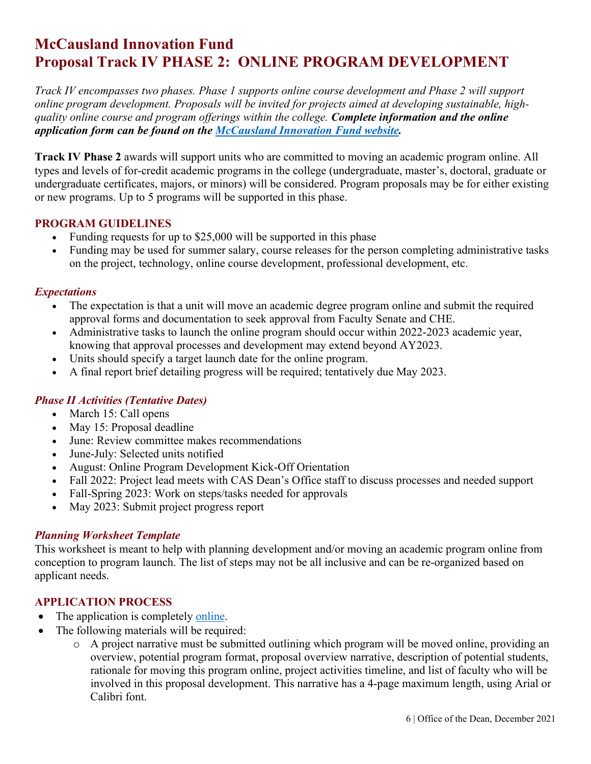# McCausland Innovation Fund
# Proposal Track IV PHASE 2: ONLINE PROGRAM DEVELOPMENT

*Track IV encompasses two phases. Phase 1 supports online course development and Phase 2 will support online program development. Proposals will be invited for projects aimed at developing sustainable, high-quality online course and program offerings within the college.* ***Complete information and the online application form can be found on the [McCausland Innovation Fund website](#).***

**Track IV Phase 2** awards will support units who are committed to moving an academic program online. All types and levels of for-credit academic programs in the college (undergraduate, master's, doctoral, graduate or undergraduate certificates, majors, or minors) will be considered. Program proposals may be for either existing or new programs. Up to 5 programs will be supported in this phase.

## PROGRAM GUIDELINES

- Funding requests for up to $25,000 will be supported in this phase
- Funding may be used for summer salary, course releases for the person completing administrative tasks on the project, technology, online course development, professional development, etc.

### *Expectations*

- The expectation is that a unit will move an academic degree program online and submit the required approval forms and documentation to seek approval from Faculty Senate and CHE.
- Administrative tasks to launch the online program should occur within 2022-2023 academic year, knowing that approval processes and development may extend beyond AY2023.
- Units should specify a target launch date for the online program.
- A final report brief detailing progress will be required; tentatively due May 2023.

### *Phase II Activities (Tentative Dates)*

- March 15: Call opens
- May 15: Proposal deadline
- June: Review committee makes recommendations
- June-July: Selected units notified
- August: Online Program Development Kick-Off Orientation
- Fall 2022: Project lead meets with CAS Dean's Office staff to discuss processes and needed support
- Fall-Spring 2023: Work on steps/tasks needed for approvals
- May 2023: Submit project progress report

### *Planning Worksheet Template*

This worksheet is meant to help with planning development and/or moving an academic program online from conception to program launch. The list of steps may not be all inclusive and can be re-organized based on applicant needs.

## APPLICATION PROCESS

- The application is completely [online](#).
- The following materials will be required:
  - A project narrative must be submitted outlining which program will be moved online, providing an overview, potential program format, proposal overview narrative, description of potential students, rationale for moving this program online, project activities timeline, and list of faculty who will be involved in this proposal development. This narrative has a 4-page maximum length, using Arial or Calibri font.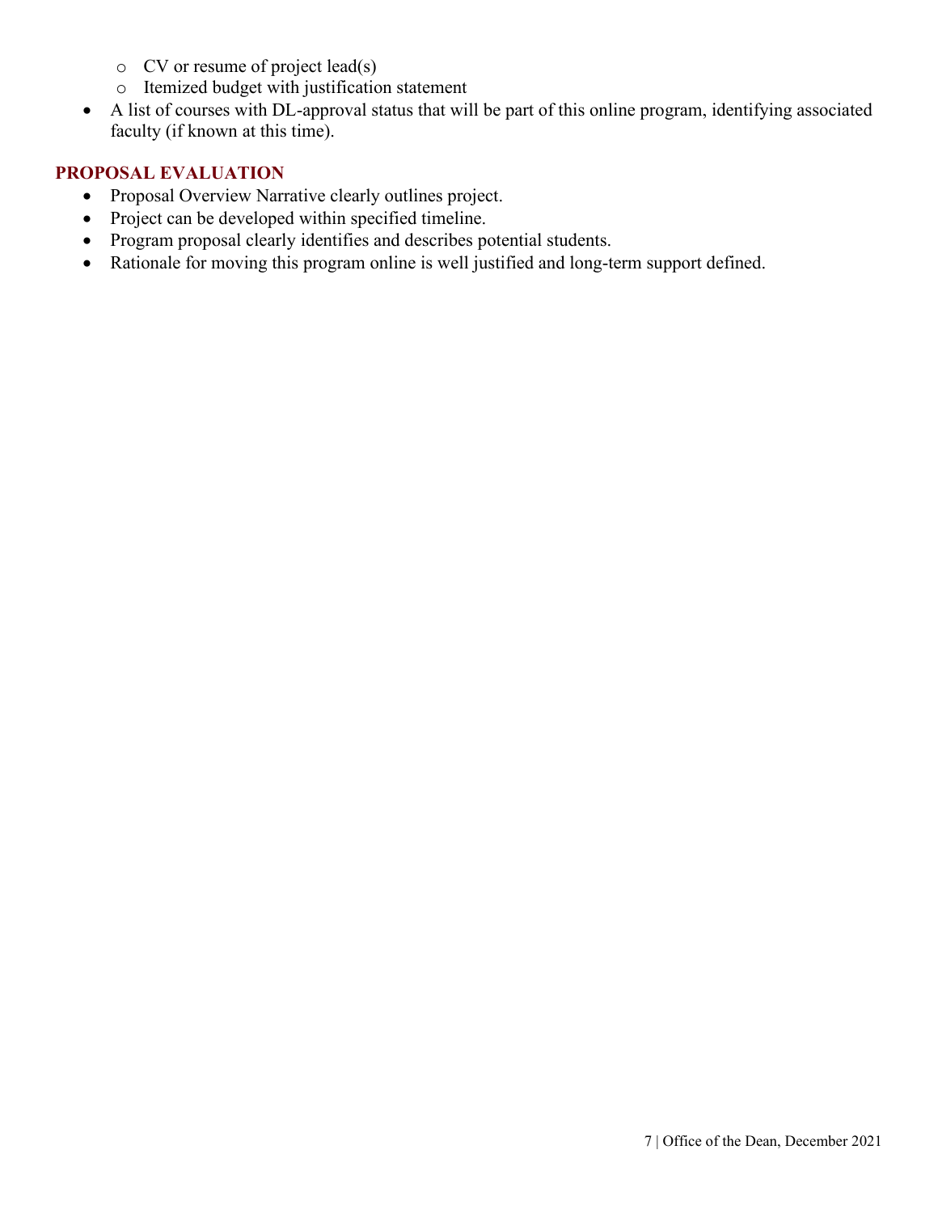- CV or resume of project lead(s)
  - Itemized budget with justification statement
- A list of courses with DL-approval status that will be part of this online program, identifying associated faculty (if known at this time).

## PROPOSAL EVALUATION

- Proposal Overview Narrative clearly outlines project.
- Project can be developed within specified timeline.
- Program proposal clearly identifies and describes potential students.
- Rationale for moving this program online is well justified and long-term support defined.